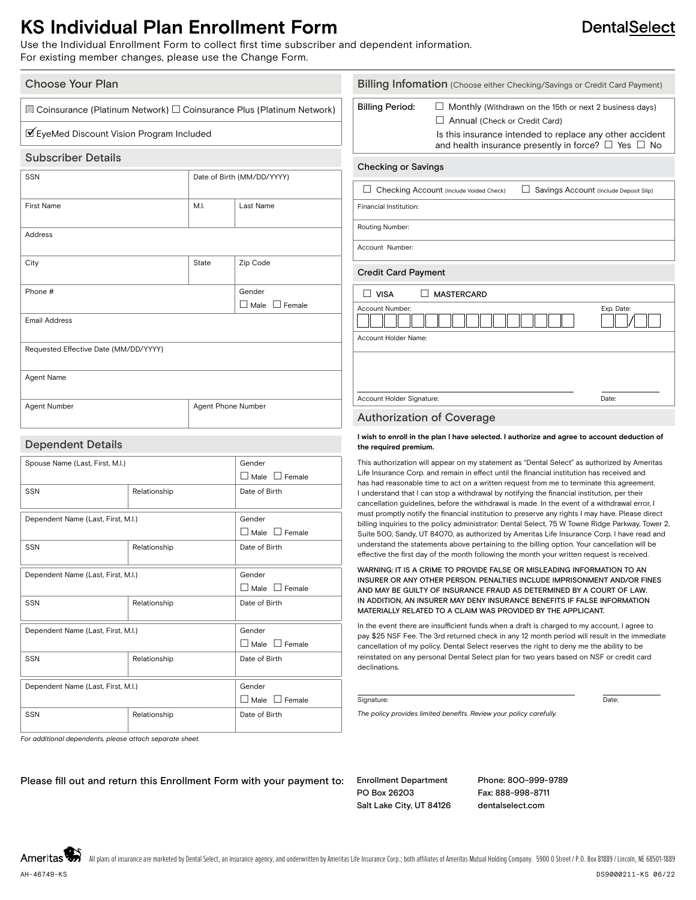# KS Individual Plan Enrollment Form

DentalSelect

Use the Individual Enrollment Form to collect first time subscriber and dependent information.
For existing member changes, please use the Change Form.

## Choose Your Plan

☐ Coinsurance (Platinum Network) ☐ Coinsurance Plus (Platinum Network)

☑ EyeMed Discount Vision Program Included

## Subscriber Details

| SSN | | Date of Birth (MM/DD/YYYY) | |
|---|---|---|---|
| First Name | | M.I. | Last Name |
| Address | | | |
| City | | State | Zip Code |
| Phone # | | | Gender ☐ Male ☐ Female |
| Email Address | | | |
| Requested Effective Date (MM/DD/YYYY) | | | |
| Agent Name | | | |
| Agent Number | | Agent Phone Number | |

## Dependent Details

| Spouse Name (Last, First, M.I.) | | Gender ☐ Male ☐ Female |
|---|---|---|
| SSN | Relationship | Date of Birth |

| Dependent Name (Last, First, M.I.) | | Gender ☐ Male ☐ Female |
|---|---|---|
| SSN | Relationship | Date of Birth |

| Dependent Name (Last, First, M.I.) | | Gender ☐ Male ☐ Female |
|---|---|---|
| SSN | Relationship | Date of Birth |

| Dependent Name (Last, First, M.I.) | | Gender ☐ Male ☐ Female |
|---|---|---|
| SSN | Relationship | Date of Birth |

| Dependent Name (Last, First, M.I.) | | Gender ☐ Male ☐ Female |
|---|---|---|
| SSN | Relationship | Date of Birth |

*For additional dependents, please attach separate sheet.*

## Billing Infomation (Choose either Checking/Savings or Credit Card Payment)

Billing Period: ☐ Monthly (Withdrawn on the 15th or next 2 business days)
☐ Annual (Check or Credit Card)

Is this insurance intended to replace any other accident and health insurance presently in force? ☐ Yes ☐ No

### Checking or Savings

☐ Checking Account (Include Voided Check) ☐ Savings Account (Include Deposit Slip)

Financial Institution:

Routing Number:

Account Number:

### Credit Card Payment

☐ VISA ☐ MASTERCARD

Account Number: Exp. Date: /

Account Holder Name:

Account Holder Signature: Date:

## Authorization of Coverage

**I wish to enroll in the plan I have selected. I authorize and agree to account deduction of the required premium.**

This authorization will appear on my statement as "Dental Select" as authorized by Ameritas Life Insurance Corp. and remain in effect until the financial institution has received and has had reasonable time to act on a written request from me to terminate this agreement. I understand that I can stop a withdrawal by notifying the financial institution, per their cancellation guidelines, before the withdrawal is made. In the event of a withdrawal error, I must promptly notify the financial institution to preserve any rights I may have. Please direct billing inquiries to the policy administrator: Dental Select, 75 W Towne Ridge Parkway, Tower 2, Suite 500, Sandy, UT 84070, as authorized by Ameritas Life Insurance Corp. I have read and understand the statements above pertaining to the billing option. Your cancellation will be effective the first day of the month following the month your written request is received.

WARNING: IT IS A CRIME TO PROVIDE FALSE OR MISLEADING INFORMATION TO AN INSURER OR ANY OTHER PERSON. PENALTIES INCLUDE IMPRISONMENT AND/OR FINES AND MAY BE GUILTY OF INSURANCE FRAUD AS DETERMINED BY A COURT OF LAW. IN ADDITION, AN INSURER MAY DENY INSURANCE BENEFITS IF FALSE INFORMATION MATERIALLY RELATED TO A CLAIM WAS PROVIDED BY THE APPLICANT.

In the event there are insufficient funds when a draft is charged to my account, I agree to pay $25 NSF Fee. The 3rd returned check in any 12 month period will result in the immediate cancellation of my policy. Dental Select reserves the right to deny me the ability to be reinstated on any personal Dental Select plan for two years based on NSF or credit card declinations.

Signature: Date:

*The policy provides limited benefits. Review your policy carefully.*

Please fill out and return this Enrollment Form with your payment to:

Enrollment Department
PO Box 26203
Salt Lake City, UT 84126

Phone: 800-999-9789
Fax: 888-998-8711
dentalselect.com

Ameritas — All plans of insurance are marketed by Dental Select, an insurance agency, and underwritten by Ameritas Life Insurance Corp.; both affiliates of Ameritas Mutual Holding Company. 5900 O Street / P.O. Box 81889 / Lincoln, NE 68501-1889

AH-46749-KS DS9000211-KS 06/22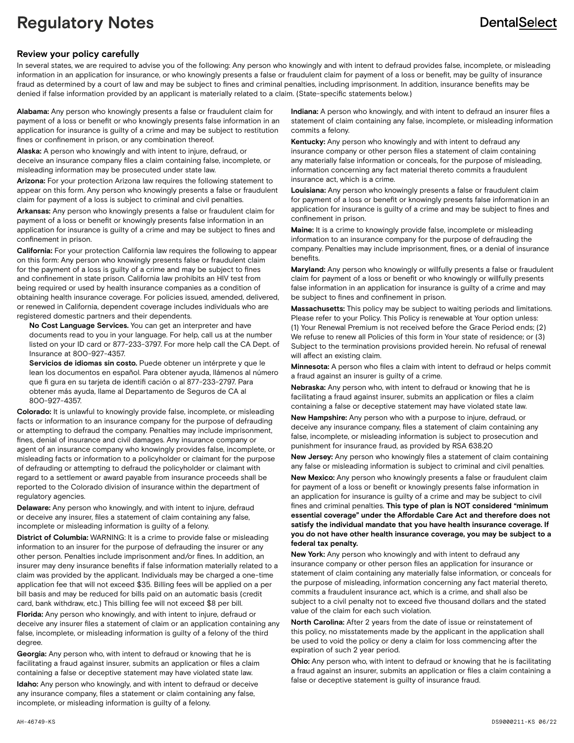# Regulatory Notes

## Review your policy carefully

In several states, we are required to advise you of the following: Any person who knowingly and with intent to defraud provides false, incomplete, or misleading information in an application for insurance, or who knowingly presents a false or fraudulent claim for payment of a loss or benefit, may be guilty of insurance fraud as determined by a court of law and may be subject to fines and criminal penalties, including imprisonment. In addition, insurance benefits may be denied if false information provided by an applicant is materially related to a claim. (State-specific statements below.)

**Alabama:** Any person who knowingly presents a false or fraudulent claim for payment of a loss or benefit or who knowingly presents false information in an application for insurance is guilty of a crime and may be subject to restitution fines or confinement in prison, or any combination thereof.

**Alaska:** A person who knowingly and with intent to injure, defraud, or deceive an insurance company files a claim containing false, incomplete, or misleading information may be prosecuted under state law.

**Arizona:** For your protection Arizona law requires the following statement to appear on this form. Any person who knowingly presents a false or fraudulent claim for payment of a loss is subject to criminal and civil penalties.

**Arkansas:** Any person who knowingly presents a false or fraudulent claim for payment of a loss or benefit or knowingly presents false information in an application for insurance is guilty of a crime and may be subject to fines and confinement in prison.

**California:** For your protection California law requires the following to appear on this form: Any person who knowingly presents false or fraudulent claim for the payment of a loss is guilty of a crime and may be subject to fines and confinement in state prison. California law prohibits an HIV test from being required or used by health insurance companies as a condition of obtaining health insurance coverage. For policies issued, amended, delivered, or renewed in California, dependent coverage includes individuals who are registered domestic partners and their dependents.

**No Cost Language Services.** You can get an interpreter and have documents read to you in your language. For help, call us at the number listed on your ID card or 877-233-3797. For more help call the CA Dept. of Insurance at 800-927-4357.

**Servicios de idiomas sin costo.** Puede obtener un intérprete y que le lean los documentos en español. Para obtener ayuda, llámenos al número que fi gura en su tarjeta de identifi cación o al 877-233-2797. Para obtener más ayuda, llame al Departamento de Seguros de CA al 800-927-4357.

**Colorado:** It is unlawful to knowingly provide false, incomplete, or misleading facts or information to an insurance company for the purpose of defrauding or attempting to defraud the company. Penalties may include imprisonment, fines, denial of insurance and civil damages. Any insurance company or agent of an insurance company who knowingly provides false, incomplete, or misleading facts or information to a policyholder or claimant for the purpose of defrauding or attempting to defraud the policyholder or claimant with regard to a settlement or award payable from insurance proceeds shall be reported to the Colorado division of insurance within the department of regulatory agencies.

**Delaware:** Any person who knowingly, and with intent to injure, defraud or deceive any insurer, files a statement of claim containing any false, incomplete or misleading information is guilty of a felony.

**District of Columbia:** WARNING: It is a crime to provide false or misleading information to an insurer for the purpose of defrauding the insurer or any other person. Penalties include imprisonment and/or fines. In addition, an insurer may deny insurance benefits if false information materially related to a claim was provided by the applicant. Individuals may be charged a one-time application fee that will not exceed $35. Billing fees will be applied on a per bill basis and may be reduced for bills paid on an automatic basis (credit card, bank withdraw, etc.) This billing fee will not exceed $8 per bill.

**Florida:** Any person who knowingly, and with intent to injure, defraud or deceive any insurer files a statement of claim or an application containing any false, incomplete, or misleading information is guilty of a felony of the third degree.

**Georgia:** Any person who, with intent to defraud or knowing that he is facilitating a fraud against insurer, submits an application or files a claim containing a false or deceptive statement may have violated state law.

**Idaho:** Any person who knowingly, and with intent to defraud or deceive any insurance company, files a statement or claim containing any false, incomplete, or misleading information is guilty of a felony.

**Indiana:** A person who knowingly, and with intent to defraud an insurer files a statement of claim containing any false, incomplete, or misleading information commits a felony.

**Kentucky:** Any person who knowingly and with intent to defraud any insurance company or other person files a statement of claim containing any materially false information or conceals, for the purpose of misleading, information concerning any fact material thereto commits a fraudulent insurance act, which is a crime.

**Louisiana:** Any person who knowingly presents a false or fraudulent claim for payment of a loss or benefit or knowingly presents false information in an application for insurance is guilty of a crime and may be subject to fines and confinement in prison.

**Maine:** It is a crime to knowingly provide false, incomplete or misleading information to an insurance company for the purpose of defrauding the company. Penalties may include imprisonment, fines, or a denial of insurance benefits.

**Maryland:** Any person who knowingly or willfully presents a false or fraudulent claim for payment of a loss or benefit or who knowingly or willfully presents false information in an application for insurance is guilty of a crime and may be subject to fines and confinement in prison.

**Massachusetts:** This policy may be subject to waiting periods and limitations. Please refer to your Policy. This Policy is renewable at Your option unless: (1) Your Renewal Premium is not received before the Grace Period ends; (2) We refuse to renew all Policies of this form in Your state of residence; or (3) Subject to the termination provisions provided herein. No refusal of renewal will affect an existing claim.

**Minnesota:** A person who files a claim with intent to defraud or helps commit a fraud against an insurer is guilty of a crime.

**Nebraska:** Any person who, with intent to defraud or knowing that he is facilitating a fraud against insurer, submits an application or files a claim containing a false or deceptive statement may have violated state law.

**New Hampshire:** Any person who with a purpose to injure, defraud, or deceive any insurance company, files a statement of claim containing any false, incomplete, or misleading information is subject to prosecution and punishment for insurance fraud, as provided by RSA 638.20

**New Jersey:** Any person who knowingly files a statement of claim containing any false or misleading information is subject to criminal and civil penalties.

**New Mexico:** Any person who knowingly presents a false or fraudulent claim for payment of a loss or benefit or knowingly presents false information in an application for insurance is guilty of a crime and may be subject to civil fines and criminal penalties. **This type of plan is NOT considered "minimum essential coverage" under the Affordable Care Act and therefore does not satisfy the individual mandate that you have health insurance coverage. If you do not have other health insurance coverage, you may be subject to a federal tax penalty.**

**New York:** Any person who knowingly and with intent to defraud any insurance company or other person files an application for insurance or statement of claim containing any materially false information, or conceals for the purpose of misleading, information concerning any fact material thereto, commits a fraudulent insurance act, which is a crime, and shall also be subject to a civil penalty not to exceed five thousand dollars and the stated value of the claim for each such violation.

**North Carolina:** After 2 years from the date of issue or reinstatement of this policy, no misstatements made by the applicant in the application shall be used to void the policy or deny a claim for loss commencing after the expiration of such 2 year period.

**Ohio:** Any person who, with intent to defraud or knowing that he is facilitating a fraud against an insurer, submits an application or files a claim containing a false or deceptive statement is guilty of insurance fraud.

AH-46749-KS DS9000211-KS 06/22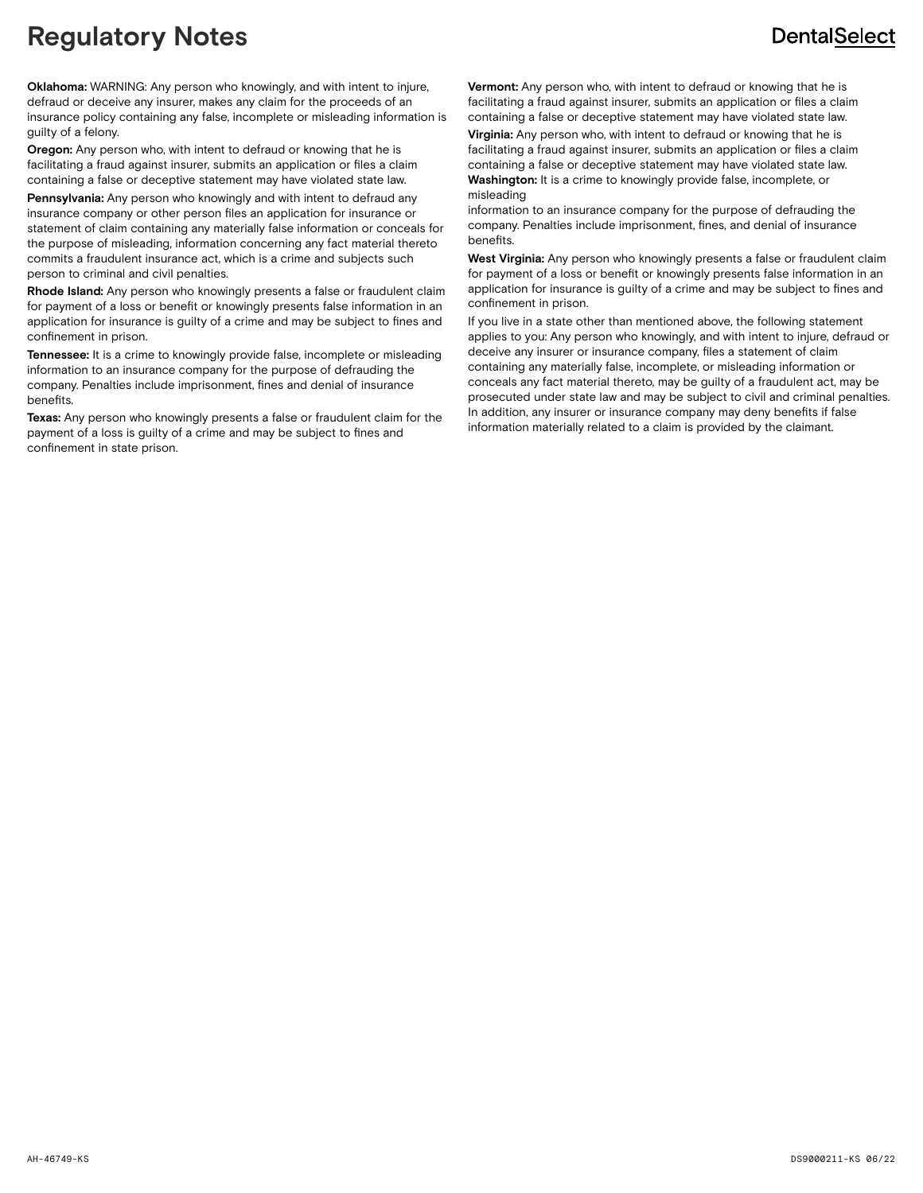# Regulatory Notes

**Oklahoma:** WARNING: Any person who knowingly, and with intent to injure, defraud or deceive any insurer, makes any claim for the proceeds of an insurance policy containing any false, incomplete or misleading information is guilty of a felony.

**Oregon:** Any person who, with intent to defraud or knowing that he is facilitating a fraud against insurer, submits an application or files a claim containing a false or deceptive statement may have violated state law.

**Pennsylvania:** Any person who knowingly and with intent to defraud any insurance company or other person files an application for insurance or statement of claim containing any materially false information or conceals for the purpose of misleading, information concerning any fact material thereto commits a fraudulent insurance act, which is a crime and subjects such person to criminal and civil penalties.

**Rhode Island:** Any person who knowingly presents a false or fraudulent claim for payment of a loss or benefit or knowingly presents false information in an application for insurance is guilty of a crime and may be subject to fines and confinement in prison.

**Tennessee:** It is a crime to knowingly provide false, incomplete or misleading information to an insurance company for the purpose of defrauding the company. Penalties include imprisonment, fines and denial of insurance benefits.

**Texas:** Any person who knowingly presents a false or fraudulent claim for the payment of a loss is guilty of a crime and may be subject to fines and confinement in state prison.

**Vermont:** Any person who, with intent to defraud or knowing that he is facilitating a fraud against insurer, submits an application or files a claim containing a false or deceptive statement may have violated state law.

**Virginia:** Any person who, with intent to defraud or knowing that he is facilitating a fraud against insurer, submits an application or files a claim containing a false or deceptive statement may have violated state law.

**Washington:** It is a crime to knowingly provide false, incomplete, or misleading information to an insurance company for the purpose of defrauding the company. Penalties include imprisonment, fines, and denial of insurance benefits.

**West Virginia:** Any person who knowingly presents a false or fraudulent claim for payment of a loss or benefit or knowingly presents false information in an application for insurance is guilty of a crime and may be subject to fines and confinement in prison.

If you live in a state other than mentioned above, the following statement applies to you: Any person who knowingly, and with intent to injure, defraud or deceive any insurer or insurance company, files a statement of claim containing any materially false, incomplete, or misleading information or conceals any fact material thereto, may be guilty of a fraudulent act, may be prosecuted under state law and may be subject to civil and criminal penalties. In addition, any insurer or insurance company may deny benefits if false information materially related to a claim is provided by the claimant.

AH-46749-KS

DS9000211-KS 06/22